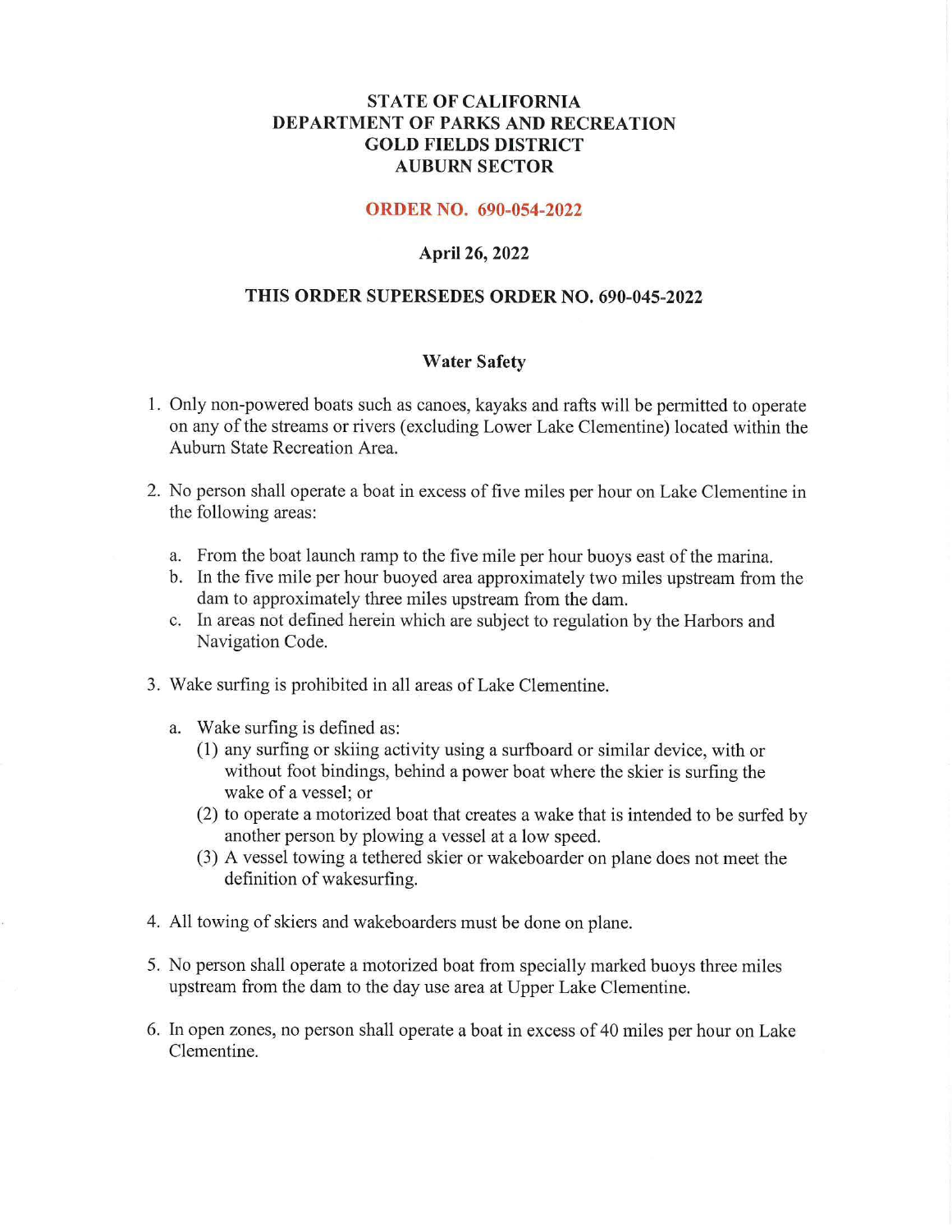**STATE OF CALIFORNIA**
**DEPARTMENT OF PARKS AND RECREATION**
**GOLD FIELDS DISTRICT**
**AUBURN SECTOR**

**ORDER NO. 690-054-2022**

**April 26, 2022**

**THIS ORDER SUPERSEDES ORDER NO. 690-045-2022**

## Water Safety

1. Only non-powered boats such as canoes, kayaks and rafts will be permitted to operate on any of the streams or rivers (excluding Lower Lake Clementine) located within the Auburn State Recreation Area.

2. No person shall operate a boat in excess of five miles per hour on Lake Clementine in the following areas:

   a. From the boat launch ramp to the five mile per hour buoys east of the marina.
   b. In the five mile per hour buoyed area approximately two miles upstream from the dam to approximately three miles upstream from the dam.
   c. In areas not defined herein which are subject to regulation by the Harbors and Navigation Code.

3. Wake surfing is prohibited in all areas of Lake Clementine.

   a. Wake surfing is defined as:
      (1) any surfing or skiing activity using a surfboard or similar device, with or without foot bindings, behind a power boat where the skier is surfing the wake of a vessel; or
      (2) to operate a motorized boat that creates a wake that is intended to be surfed by another person by plowing a vessel at a low speed.
      (3) A vessel towing a tethered skier or wakeboarder on plane does not meet the definition of wakesurfing.

4. All towing of skiers and wakeboarders must be done on plane.

5. No person shall operate a motorized boat from specially marked buoys three miles upstream from the dam to the day use area at Upper Lake Clementine.

6. In open zones, no person shall operate a boat in excess of 40 miles per hour on Lake Clementine.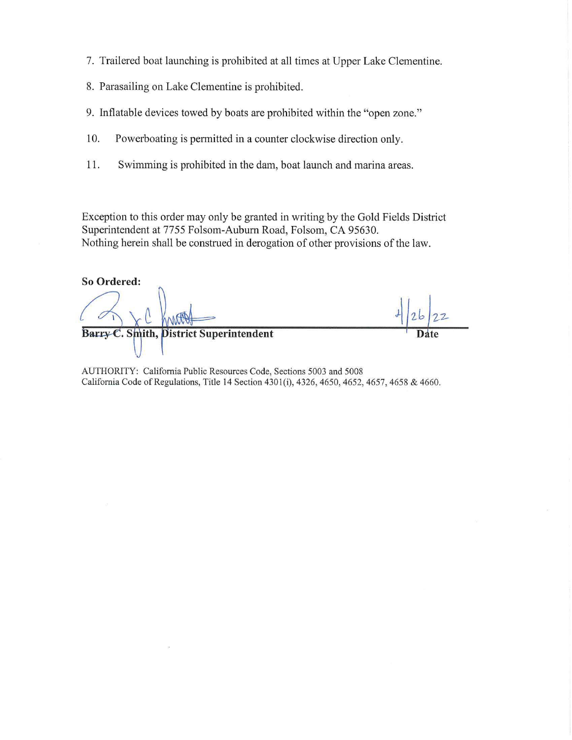7. Trailered boat launching is prohibited at all times at Upper Lake Clementine.
8. Parasailing on Lake Clementine is prohibited.
9. Inflatable devices towed by boats are prohibited within the "open zone."
10. Powerboating is permitted in a counter clockwise direction only.
11. Swimming is prohibited in the dam, boat launch and marina areas.

Exception to this order may only be granted in writing by the Gold Fields District Superintendent at 7755 Folsom-Auburn Road, Folsom, CA 95630.
Nothing herein shall be construed in derogation of other provisions of the law.

**So Ordered:**

**Barry C. Smith, District Superintendent** — 4/26/22 **Date**

AUTHORITY: California Public Resources Code, Sections 5003 and 5008
California Code of Regulations, Title 14 Section 4301(i), 4326, 4650, 4652, 4657, 4658 & 4660.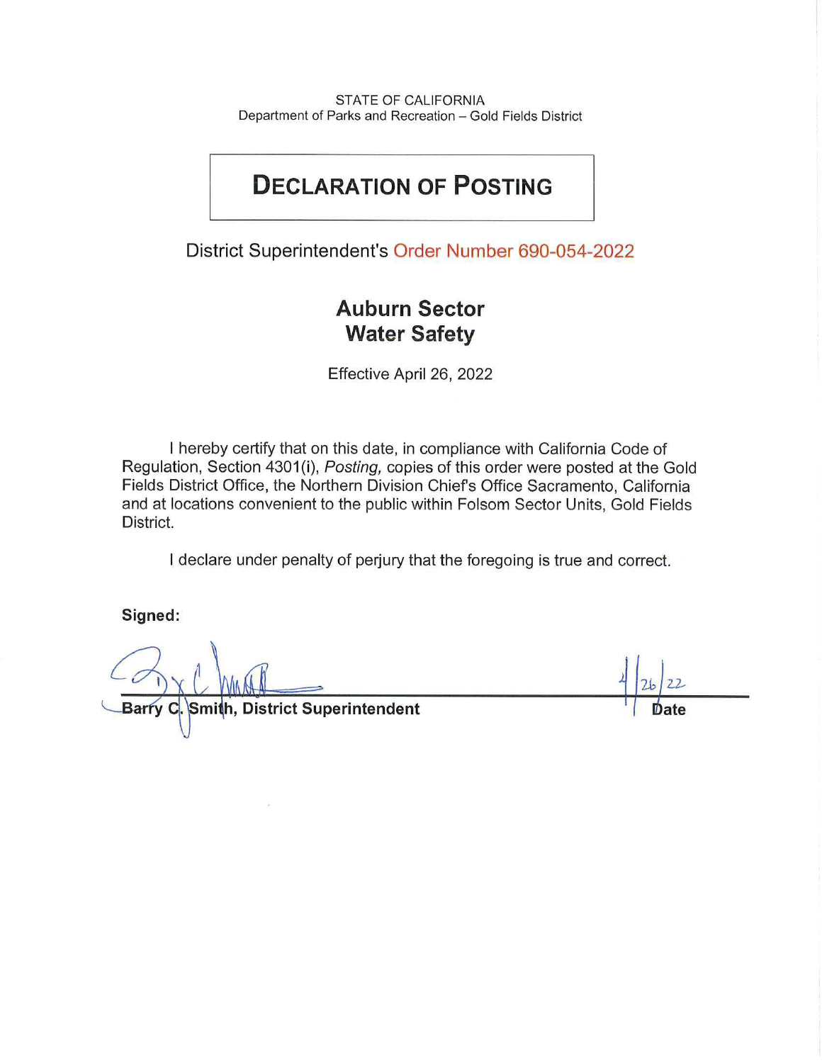STATE OF CALIFORNIA
Department of Parks and Recreation – Gold Fields District

# DECLARATION OF POSTING

District Superintendent's Order Number 690-054-2022

## Auburn Sector
## Water Safety

Effective April 26, 2022

I hereby certify that on this date, in compliance with California Code of Regulation, Section 4301(i), *Posting,* copies of this order were posted at the Gold Fields District Office, the Northern Division Chief's Office Sacramento, California and at locations convenient to the public within Folsom Sector Units, Gold Fields District.

I declare under penalty of perjury that the foregoing is true and correct.

**Signed:**

4/26/22

**Barry C. Smith, District Superintendent** **Date**